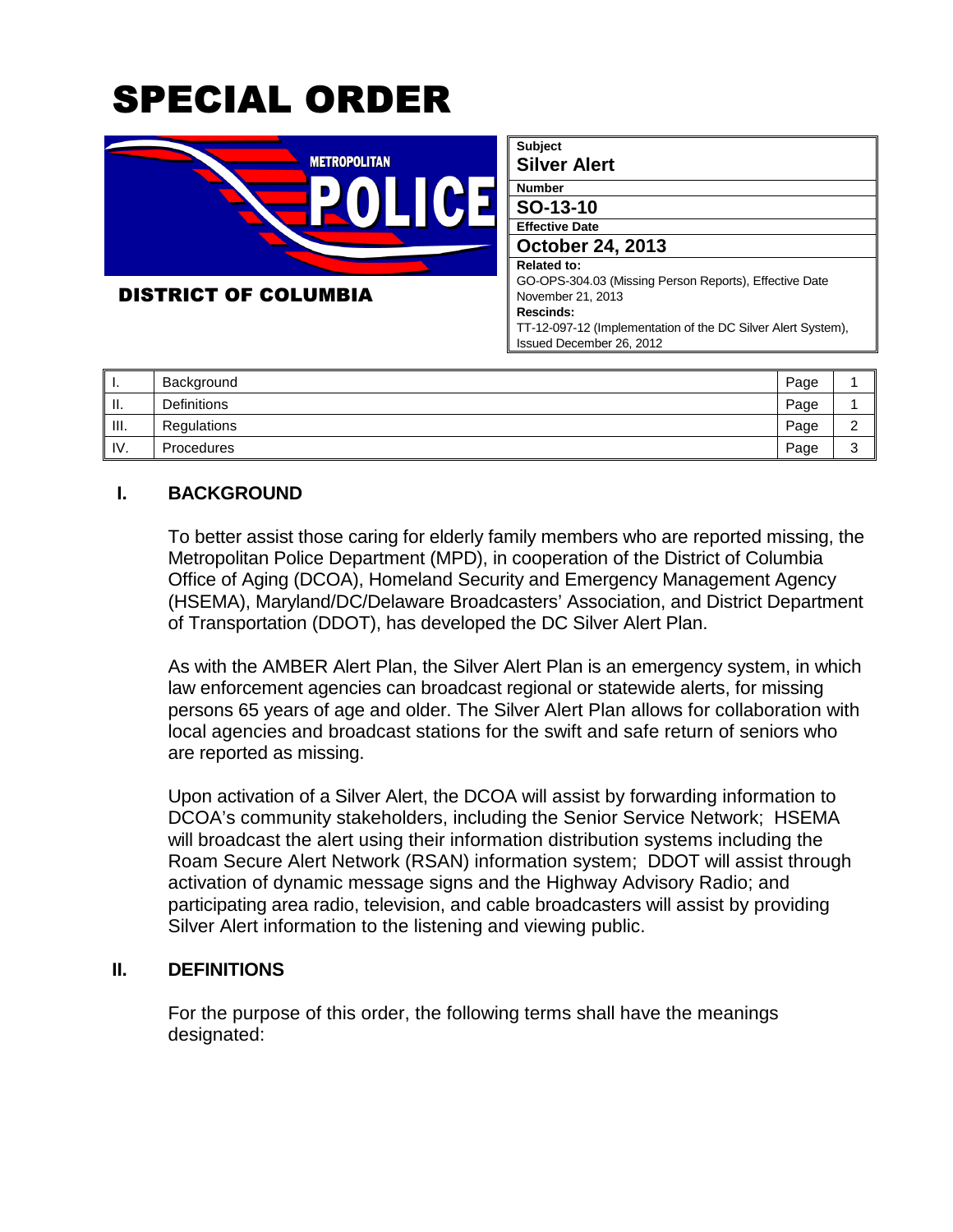# SPECIAL ORDER

**METROPOLITAN POLICE**

**DISTRICT OF COLUMBIA**

| | |
|---|---|
| **Subject** | **Silver Alert** |
| **Number** | **SO-13-10** |
| **Effective Date** | **October 24, 2013** |
| **Related to:** | GO-OPS-304.03 (Missing Person Reports), Effective Date November 21, 2013 |
| **Rescinds:** | TT-12-097-12 (Implementation of the DC Silver Alert System), Issued December 26, 2012 |

| | | | |
|---|---|---|---|
| I. | Background | Page | 1 |
| II. | Definitions | Page | 1 |
| III. | Regulations | Page | 2 |
| IV. | Procedures | Page | 3 |

## I. BACKGROUND

To better assist those caring for elderly family members who are reported missing, the Metropolitan Police Department (MPD), in cooperation of the District of Columbia Office of Aging (DCOA), Homeland Security and Emergency Management Agency (HSEMA), Maryland/DC/Delaware Broadcasters' Association, and District Department of Transportation (DDOT), has developed the DC Silver Alert Plan.

As with the AMBER Alert Plan, the Silver Alert Plan is an emergency system, in which law enforcement agencies can broadcast regional or statewide alerts, for missing persons 65 years of age and older. The Silver Alert Plan allows for collaboration with local agencies and broadcast stations for the swift and safe return of seniors who are reported as missing.

Upon activation of a Silver Alert, the DCOA will assist by forwarding information to DCOA's community stakeholders, including the Senior Service Network; HSEMA will broadcast the alert using their information distribution systems including the Roam Secure Alert Network (RSAN) information system; DDOT will assist through activation of dynamic message signs and the Highway Advisory Radio; and participating area radio, television, and cable broadcasters will assist by providing Silver Alert information to the listening and viewing public.

## II. DEFINITIONS

For the purpose of this order, the following terms shall have the meanings designated: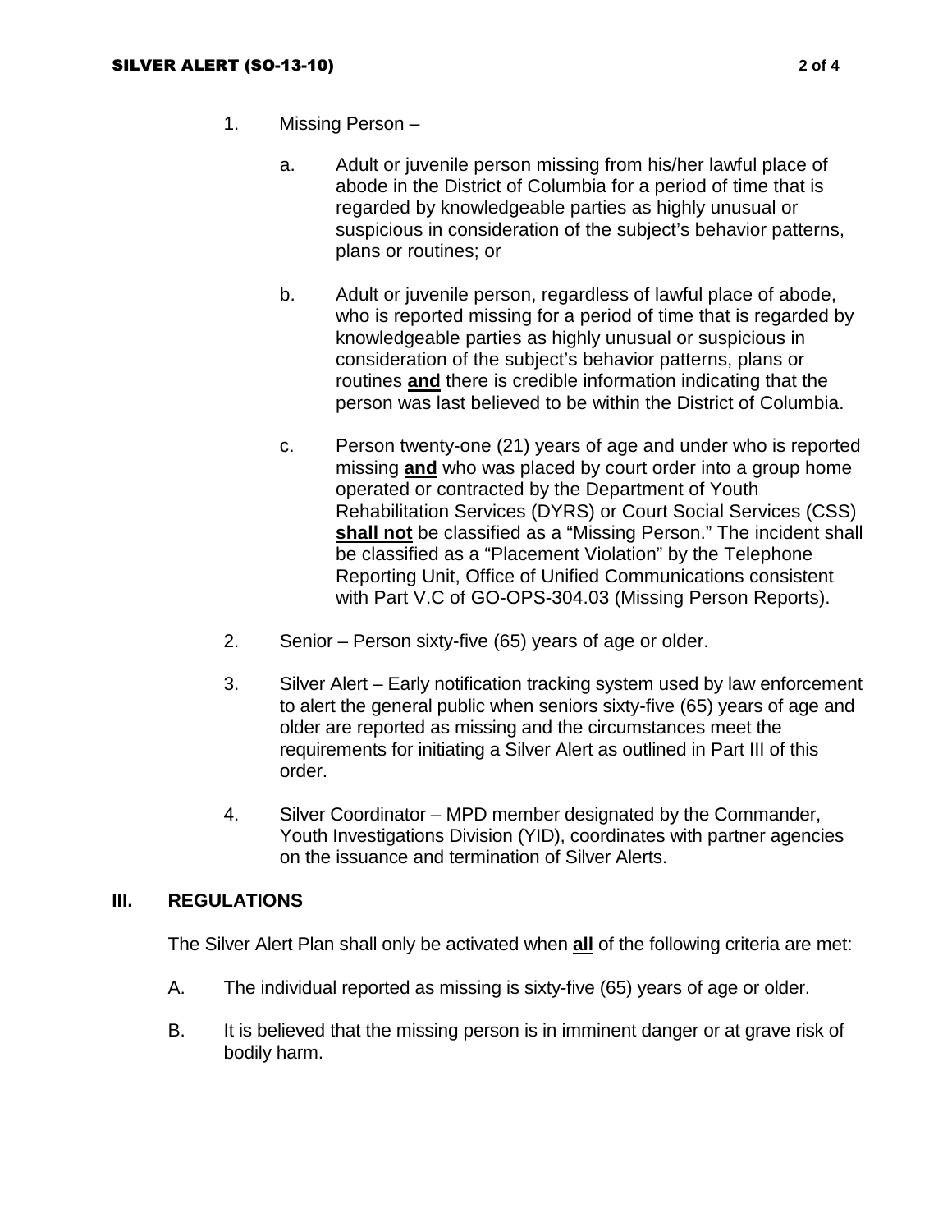1. Missing Person –

    a. Adult or juvenile person missing from his/her lawful place of abode in the District of Columbia for a period of time that is regarded by knowledgeable parties as highly unusual or suspicious in consideration of the subject's behavior patterns, plans or routines; or

    b. Adult or juvenile person, regardless of lawful place of abode, who is reported missing for a period of time that is regarded by knowledgeable parties as highly unusual or suspicious in consideration of the subject's behavior patterns, plans or routines **and** there is credible information indicating that the person was last believed to be within the District of Columbia.

    c. Person twenty-one (21) years of age and under who is reported missing **and** who was placed by court order into a group home operated or contracted by the Department of Youth Rehabilitation Services (DYRS) or Court Social Services (CSS) **shall not** be classified as a "Missing Person." The incident shall be classified as a "Placement Violation" by the Telephone Reporting Unit, Office of Unified Communications consistent with Part V.C of GO-OPS-304.03 (Missing Person Reports).

2. Senior – Person sixty-five (65) years of age or older.

3. Silver Alert – Early notification tracking system used by law enforcement to alert the general public when seniors sixty-five (65) years of age and older are reported as missing and the circumstances meet the requirements for initiating a Silver Alert as outlined in Part III of this order.

4. Silver Coordinator – MPD member designated by the Commander, Youth Investigations Division (YID), coordinates with partner agencies on the issuance and termination of Silver Alerts.

## III. REGULATIONS

The Silver Alert Plan shall only be activated when **all** of the following criteria are met:

A. The individual reported as missing is sixty-five (65) years of age or older.

B. It is believed that the missing person is in imminent danger or at grave risk of bodily harm.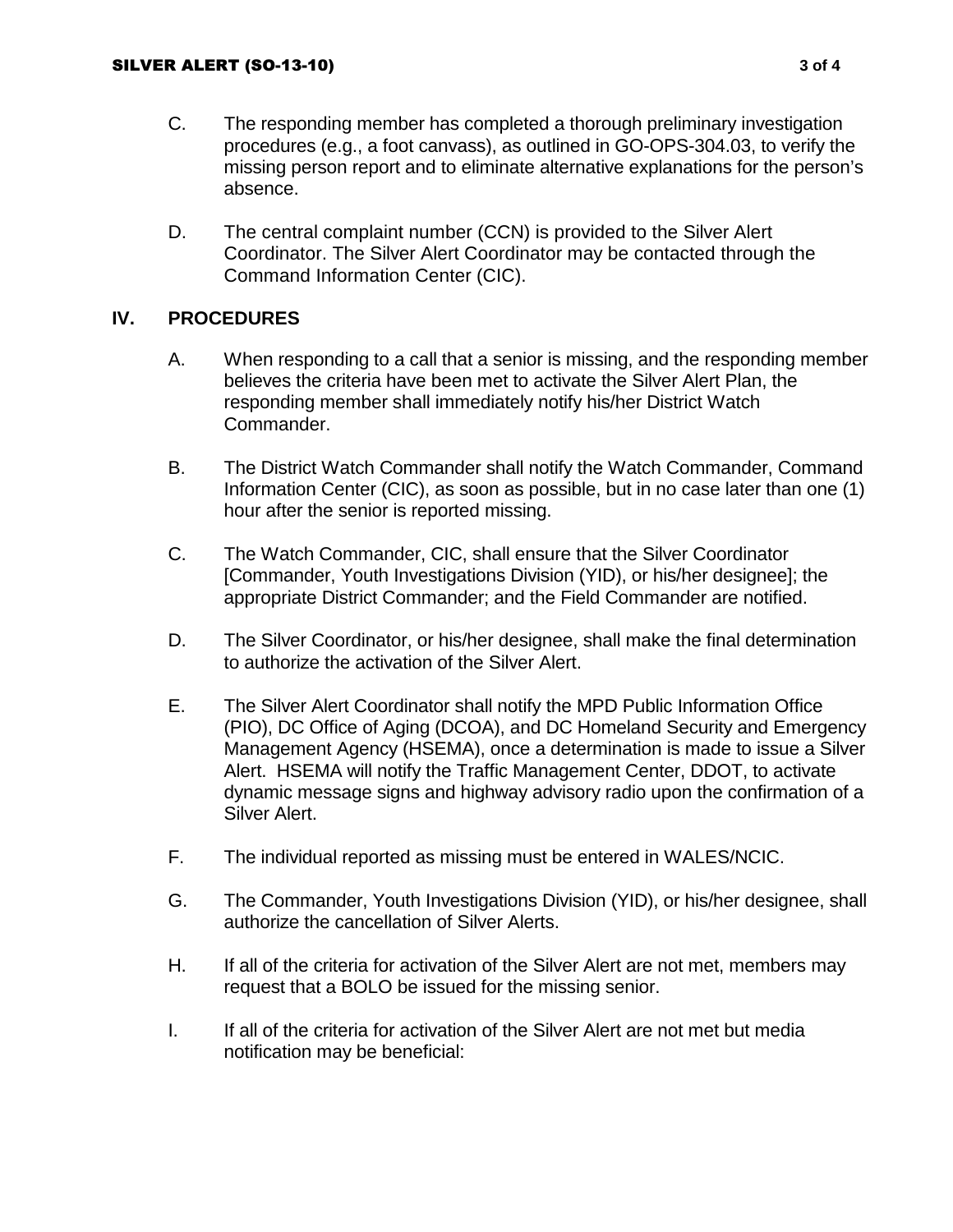C. The responding member has completed a thorough preliminary investigation procedures (e.g., a foot canvass), as outlined in GO-OPS-304.03, to verify the missing person report and to eliminate alternative explanations for the person's absence.

D. The central complaint number (CCN) is provided to the Silver Alert Coordinator. The Silver Alert Coordinator may be contacted through the Command Information Center (CIC).

## IV. PROCEDURES

A. When responding to a call that a senior is missing, and the responding member believes the criteria have been met to activate the Silver Alert Plan, the responding member shall immediately notify his/her District Watch Commander.

B. The District Watch Commander shall notify the Watch Commander, Command Information Center (CIC), as soon as possible, but in no case later than one (1) hour after the senior is reported missing.

C. The Watch Commander, CIC, shall ensure that the Silver Coordinator [Commander, Youth Investigations Division (YID), or his/her designee]; the appropriate District Commander; and the Field Commander are notified.

D. The Silver Coordinator, or his/her designee, shall make the final determination to authorize the activation of the Silver Alert.

E. The Silver Alert Coordinator shall notify the MPD Public Information Office (PIO), DC Office of Aging (DCOA), and DC Homeland Security and Emergency Management Agency (HSEMA), once a determination is made to issue a Silver Alert. HSEMA will notify the Traffic Management Center, DDOT, to activate dynamic message signs and highway advisory radio upon the confirmation of a Silver Alert.

F. The individual reported as missing must be entered in WALES/NCIC.

G. The Commander, Youth Investigations Division (YID), or his/her designee, shall authorize the cancellation of Silver Alerts.

H. If all of the criteria for activation of the Silver Alert are not met, members may request that a BOLO be issued for the missing senior.

I. If all of the criteria for activation of the Silver Alert are not met but media notification may be beneficial: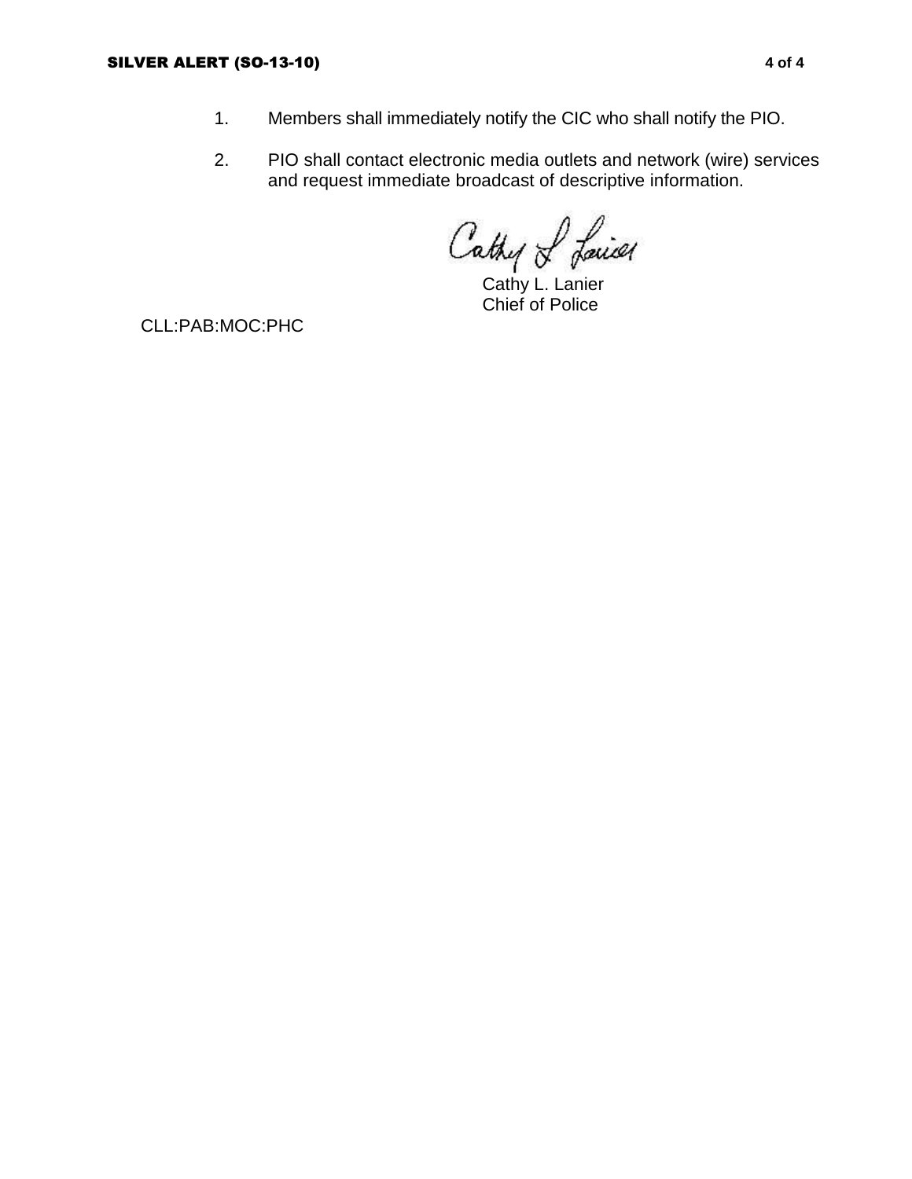1. Members shall immediately notify the CIC who shall notify the PIO.

2. PIO shall contact electronic media outlets and network (wire) services and request immediate broadcast of descriptive information.

Cathy L. Lanier
Chief of Police

CLL:PAB:MOC:PHC